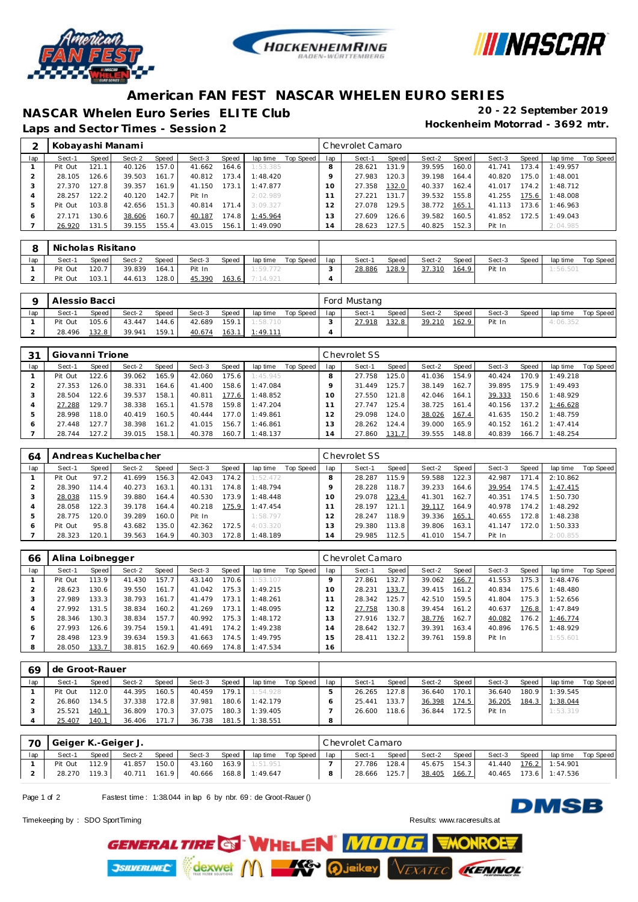# American FAN FEST NASCAR WHELEN EURO SERIES

## NASCAR Whelen Euro Series ELITE Club

**20 - 22 September 2019**

**Laps and Sector Times - Session 2**

**Hockenheim Motorrad - 3692 mtr.**

### 2 Kobayashi Manami — Chevrolet Camaro

| lap | Sect-1 | Speed | Sect-2 | Speed | Sect-3 | Speed | lap time | Top Speed | lap | Sect-1 | Speed | Sect-2 | Speed | Sect-3 | Speed | lap time | Top Speed |
|---|---|---|---|---|---|---|---|---|---|---|---|---|---|---|---|---|---|
| 1 | Pit Out | 121.1 | 40.126 | 157.0 | 41.662 | 164.6 | 1:53.385 | | 8 | 28.621 | 131.9 | 39.595 | 160.0 | 41.741 | 173.4 | 1:49.957 | |
| 2 | 28.105 | 126.6 | 39.503 | 161.7 | 40.812 | 173.4 | 1:48.420 | | 9 | 27.983 | 120.3 | 39.198 | 164.4 | 40.820 | 175.0 | 1:48.001 | |
| 3 | 27.370 | 127.8 | 39.357 | 161.9 | 41.150 | 173.1 | 1:47.877 | | 10 | 27.358 | 132.0 | 40.337 | 162.4 | 41.017 | 174.2 | 1:48.712 | |
| 4 | 28.257 | 122.2 | 40.120 | 142.7 | Pit In | | 2:02.989 | | 11 | 27.221 | 131.7 | 39.532 | 155.8 | 41.255 | 175.6 | 1:48.008 | |
| 5 | Pit Out | 103.8 | 42.656 | 151.3 | 40.814 | 171.4 | 3:09.327 | | 12 | 27.078 | 129.5 | 38.772 | 165.1 | 41.113 | 173.6 | 1:46.963 | |
| 6 | 27.171 | 130.6 | 38.606 | 160.7 | 40.187 | 174.8 | 1:45.964 | | 13 | 27.609 | 126.6 | 39.582 | 160.5 | 41.852 | 172.5 | 1:49.043 | |
| 7 | 26.920 | 131.5 | 39.155 | 155.4 | 43.015 | 156.1 | 1:49.090 | | 14 | 28.623 | 127.5 | 40.825 | 152.3 | Pit In | | 2:04.985 | |

### 8 Nicholas Risitano

| lap | Sect-1 | Speed | Sect-2 | Speed | Sect-3 | Speed | lap time | Top Speed | lap | Sect-1 | Speed | Sect-2 | Speed | Sect-3 | Speed | lap time | Top Speed |
|---|---|---|---|---|---|---|---|---|---|---|---|---|---|---|---|---|---|
| 1 | Pit Out | 120.7 | 39.839 | 164.1 | Pit In | | 1:59.772 | | 3 | 28.886 | 128.9 | 37.310 | 164.9 | Pit In | | 1:56.501 | |
| 2 | Pit Out | 103.1 | 44.613 | 128.0 | 45.390 | 163.6 | 7:14.921 | | 4 | | | | | | | | |

### 9 Alessio Bacci — Ford Mustang

| lap | Sect-1 | Speed | Sect-2 | Speed | Sect-3 | Speed | lap time | Top Speed | lap | Sect-1 | Speed | Sect-2 | Speed | Sect-3 | Speed | lap time | Top Speed |
|---|---|---|---|---|---|---|---|---|---|---|---|---|---|---|---|---|---|
| 1 | Pit Out | 105.6 | 43.447 | 144.6 | 42.689 | 159.1 | 1:58.710 | | 3 | 27.918 | 132.8 | 39.210 | 162.9 | Pit In | | 4:06.352 | |
| 2 | 28.496 | 132.8 | 39.941 | 159.1 | 40.674 | 163.1 | 1:49.111 | | 4 | | | | | | | | |

### 31 Giovanni Trione — Chevrolet SS

| lap | Sect-1 | Speed | Sect-2 | Speed | Sect-3 | Speed | lap time | Top Speed | lap | Sect-1 | Speed | Sect-2 | Speed | Sect-3 | Speed | lap time | Top Speed |
|---|---|---|---|---|---|---|---|---|---|---|---|---|---|---|---|---|---|
| 1 | Pit Out | 122.6 | 39.062 | 165.9 | 42.060 | 175.6 | 1:45.945 | | 8 | 27.758 | 125.0 | 41.036 | 154.9 | 40.424 | 170.9 | 1:49.218 | |
| 2 | 27.353 | 126.0 | 38.331 | 164.6 | 41.400 | 158.6 | 1:47.084 | | 9 | 31.449 | 125.7 | 38.149 | 162.7 | 39.895 | 175.9 | 1:49.493 | |
| 3 | 28.504 | 122.6 | 39.537 | 158.1 | 40.811 | 177.6 | 1:48.852 | | 10 | 27.550 | 121.8 | 42.046 | 164.1 | 39.333 | 150.6 | 1:48.929 | |
| 4 | 27.288 | 129.7 | 38.338 | 165.1 | 41.578 | 159.8 | 1:47.204 | | 11 | 27.747 | 125.4 | 38.725 | 161.4 | 40.156 | 137.2 | 1:46.628 | |
| 5 | 28.998 | 118.0 | 40.419 | 160.5 | 40.444 | 177.0 | 1:49.861 | | 12 | 29.098 | 124.0 | 38.026 | 167.4 | 41.635 | 150.2 | 1:48.759 | |
| 6 | 27.448 | 127.7 | 38.398 | 161.2 | 41.015 | 156.7 | 1:46.861 | | 13 | 28.262 | 124.4 | 39.000 | 165.9 | 40.152 | 161.2 | 1:47.414 | |
| 7 | 28.744 | 127.2 | 39.015 | 158.1 | 40.378 | 160.7 | 1:48.137 | | 14 | 27.860 | 131.7 | 39.555 | 148.8 | 40.839 | 166.7 | 1:48.254 | |

### 64 Andreas Kuchelbacher — Chevrolet SS

| lap | Sect-1 | Speed | Sect-2 | Speed | Sect-3 | Speed | lap time | Top Speed | lap | Sect-1 | Speed | Sect-2 | Speed | Sect-3 | Speed | lap time | Top Speed |
|---|---|---|---|---|---|---|---|---|---|---|---|---|---|---|---|---|---|
| 1 | Pit Out | 97.2 | 41.699 | 156.3 | 42.043 | 174.2 | 1:52.472 | | 8 | 28.287 | 115.9 | 59.588 | 122.3 | 42.987 | 171.4 | 2:10.862 | |
| 2 | 28.390 | 114.4 | 40.273 | 163.1 | 40.131 | 174.8 | 1:48.794 | | 9 | 28.228 | 118.7 | 39.233 | 164.6 | 39.954 | 174.5 | 1:47.415 | |
| 3 | 28.038 | 115.9 | 39.880 | 164.4 | 40.530 | 173.9 | 1:48.448 | | 10 | 29.078 | 123.4 | 41.301 | 162.7 | 40.351 | 174.5 | 1:50.730 | |
| 4 | 28.058 | 122.3 | 39.178 | 164.4 | 40.218 | 175.9 | 1:47.454 | | 11 | 28.197 | 121.1 | 39.117 | 164.9 | 40.978 | 174.2 | 1:48.292 | |
| 5 | 28.775 | 120.0 | 39.289 | 160.0 | Pit In | | 1:58.797 | | 12 | 28.247 | 118.9 | 39.336 | 165.1 | 40.655 | 172.8 | 1:48.238 | |
| 6 | Pit Out | 95.8 | 43.682 | 135.0 | 42.362 | 172.5 | 4:03.320 | | 13 | 29.380 | 113.8 | 39.806 | 163.1 | 41.147 | 172.0 | 1:50.333 | |
| 7 | 28.323 | 120.1 | 39.563 | 164.9 | 40.303 | 172.8 | 1:48.189 | | 14 | 29.985 | 112.5 | 41.010 | 154.7 | Pit In | | 2:00.855 | |

### 66 Alina Loibnegger — Chevrolet Camaro

| lap | Sect-1 | Speed | Sect-2 | Speed | Sect-3 | Speed | lap time | Top Speed | lap | Sect-1 | Speed | Sect-2 | Speed | Sect-3 | Speed | lap time | Top Speed |
|---|---|---|---|---|---|---|---|---|---|---|---|---|---|---|---|---|---|
| 1 | Pit Out | 113.9 | 41.430 | 157.7 | 43.140 | 170.6 | 1:53.107 | | 9 | 27.861 | 132.7 | 39.062 | 166.7 | 41.553 | 175.3 | 1:48.476 | |
| 2 | 28.623 | 130.6 | 39.550 | 161.7 | 41.042 | 175.3 | 1:49.215 | | 10 | 28.231 | 133.7 | 39.415 | 161.2 | 40.834 | 175.6 | 1:48.480 | |
| 3 | 27.989 | 133.3 | 38.793 | 161.7 | 41.479 | 173.1 | 1:48.261 | | 11 | 28.342 | 125.7 | 42.510 | 159.5 | 41.804 | 175.3 | 1:52.656 | |
| 4 | 27.992 | 131.5 | 38.834 | 160.2 | 41.269 | 173.1 | 1:48.095 | | 12 | 27.758 | 130.8 | 39.454 | 161.2 | 40.637 | 176.8 | 1:47.849 | |
| 5 | 28.346 | 130.3 | 38.834 | 157.7 | 40.992 | 175.3 | 1:48.172 | | 13 | 27.916 | 132.7 | 38.776 | 162.7 | 40.082 | 176.2 | 1:46.774 | |
| 6 | 27.993 | 126.6 | 39.754 | 159.1 | 41.491 | 174.2 | 1:49.238 | | 14 | 28.642 | 132.7 | 39.391 | 163.4 | 40.896 | 176.5 | 1:48.929 | |
| 7 | 28.498 | 123.9 | 39.634 | 159.3 | 41.663 | 174.5 | 1:49.795 | | 15 | 28.411 | 132.2 | 39.761 | 159.8 | Pit In | | 1:55.601 | |
| 8 | 28.050 | 133.7 | 38.815 | 162.9 | 40.669 | 174.8 | 1:47.534 | | 16 | | | | | | | | |

### 69 de Groot-Rauer

| lap | Sect-1 | Speed | Sect-2 | Speed | Sect-3 | Speed | lap time | Top Speed | lap | Sect-1 | Speed | Sect-2 | Speed | Sect-3 | Speed | lap time | Top Speed |
|---|---|---|---|---|---|---|---|---|---|---|---|---|---|---|---|---|---|
| 1 | Pit Out | 112.0 | 44.395 | 160.5 | 40.459 | 179.1 | 1:54.928 | | 5 | 26.265 | 127.8 | 36.640 | 170.1 | 36.640 | 180.9 | 1:39.545 | |
| 2 | 26.860 | 134.5 | 37.338 | 172.8 | 37.981 | 180.6 | 1:42.179 | | 6 | 25.441 | 133.7 | 36.398 | 174.5 | 36.205 | 184.3 | 1:38.044 | |
| 3 | 25.521 | 140.1 | 36.809 | 170.3 | 37.075 | 180.3 | 1:39.405 | | 7 | 26.600 | 118.6 | 36.844 | 172.5 | Pit In | | 1:53.319 | |
| 4 | 25.407 | 140.1 | 36.406 | 171.7 | 36.738 | 181.5 | 1:38.551 | | 8 | | | | | | | | |

### 70 Geiger K.-Geiger J. — Chevrolet Camaro

| lap | Sect-1 | Speed | Sect-2 | Speed | Sect-3 | Speed | lap time | Top Speed | lap | Sect-1 | Speed | Sect-2 | Speed | Sect-3 | Speed | lap time | Top Speed |
|---|---|---|---|---|---|---|---|---|---|---|---|---|---|---|---|---|---|
| 1 | Pit Out | 112.9 | 41.857 | 150.0 | 43.160 | 163.9 | 1:51.951 | | 7 | 27.786 | 128.4 | 45.675 | 154.3 | 41.440 | 176.2 | 1:54.901 | |
| 2 | 28.270 | 119.3 | 40.711 | 161.9 | 40.666 | 168.8 | 1:49.647 | | 8 | 28.666 | 125.7 | 38.405 | 166.7 | 40.465 | 173.6 | 1:47.536 | |

Fastest time : 1:38.044 in lap 6 by nbr. 69 : de Groot-Rauer ()

Timekeeping by : SDO SportTiming

Results: www.raceresults.at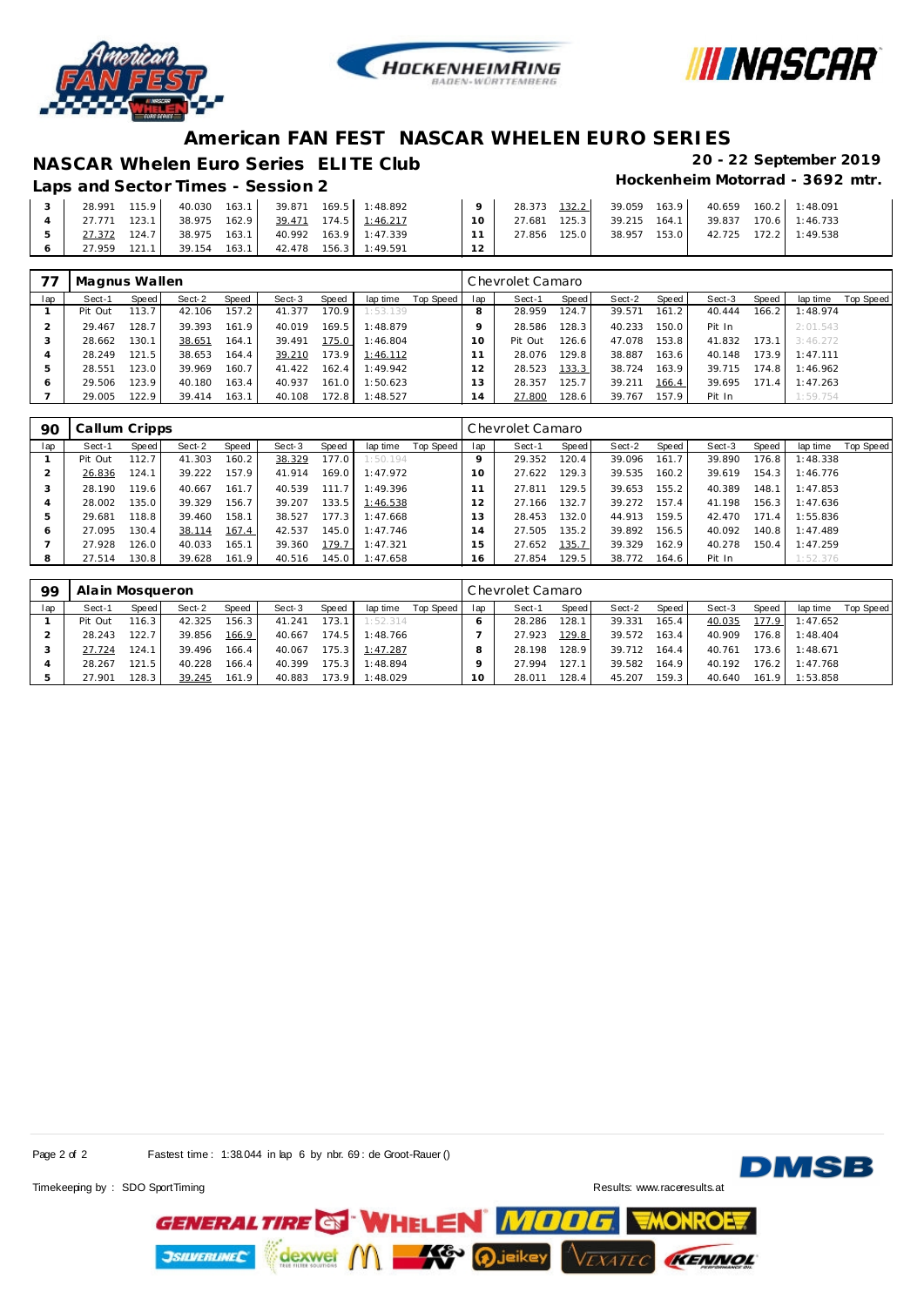# American FAN FEST NASCAR WHELEN EURO SERIES

## NASCAR Whelen Euro Series ELITE Club

**20 - 22 September 2019**

### Laps and Sector Times - Session 2

**Hockenheim Motorrad - 3692 mtr.**

| lap | Sect-1 | Speed | Sect-2 | Speed | Sect-3 | Speed | lap time | Top Speed | lap | Sect-1 | Speed | Sect-2 | Speed | Sect-3 | Speed | lap time | Top Speed |
|---|---|---|---|---|---|---|---|---|---|---|---|---|---|---|---|---|---|
| 3 | 28.991 | 115.9 | 40.030 | 163.1 | 39.871 | 169.5 | 1:48.892 | | 9 | 28.373 | 132.2 | 39.059 | 163.9 | 40.659 | 160.2 | 1:48.091 | |
| 4 | 27.771 | 123.1 | 38.975 | 162.9 | 39.471 | 174.5 | 1:46.217 | | 10 | 27.681 | 125.3 | 39.215 | 164.1 | 39.837 | 170.6 | 1:46.733 | |
| 5 | 27.372 | 124.7 | 38.975 | 163.1 | 40.992 | 163.9 | 1:47.339 | | 11 | 27.856 | 125.0 | 38.957 | 153.0 | 42.725 | 172.2 | 1:49.538 | |
| 6 | 27.959 | 121.1 | 39.154 | 163.1 | 42.478 | 156.3 | 1:49.591 | | 12 | | | | | | | | |

**77 Magnus Wallen** — Chevrolet Camaro

| lap | Sect-1 | Speed | Sect-2 | Speed | Sect-3 | Speed | lap time | Top Speed | lap | Sect-1 | Speed | Sect-2 | Speed | Sect-3 | Speed | lap time | Top Speed |
|---|---|---|---|---|---|---|---|---|---|---|---|---|---|---|---|---|---|
| 1 | Pit Out | 113.7 | 42.106 | 157.2 | 41.377 | 170.9 | 1:53.139 | | 8 | 28.959 | 124.7 | 39.571 | 161.2 | 40.444 | 166.2 | 1:48.974 | |
| 2 | 29.467 | 128.7 | 39.393 | 161.9 | 40.019 | 169.5 | 1:48.879 | | 9 | 28.586 | 128.3 | 40.233 | 150.0 | Pit In | | 2:01.543 | |
| 3 | 28.662 | 130.1 | 38.651 | 164.1 | 39.491 | 175.0 | 1:46.804 | | 10 | Pit Out | 126.6 | 47.078 | 153.8 | 41.832 | 173.1 | 3:46.272 | |
| 4 | 28.249 | 121.5 | 38.653 | 164.4 | 39.210 | 173.9 | 1:46.112 | | 11 | 28.076 | 129.8 | 38.887 | 163.6 | 40.148 | 173.9 | 1:47.111 | |
| 5 | 28.551 | 123.0 | 39.969 | 160.7 | 41.422 | 162.4 | 1:49.942 | | 12 | 28.523 | 133.3 | 38.724 | 163.9 | 39.715 | 174.8 | 1:46.962 | |
| 6 | 29.506 | 123.9 | 40.180 | 163.4 | 40.937 | 161.0 | 1:50.623 | | 13 | 28.357 | 125.7 | 39.211 | 166.4 | 39.695 | 171.4 | 1:47.263 | |
| 7 | 29.005 | 122.9 | 39.414 | 163.1 | 40.108 | 172.8 | 1:48.527 | | 14 | 27.800 | 128.6 | 39.767 | 157.9 | Pit In | | 1:59.754 | |

**90 Callum Cripps** — Chevrolet Camaro

| lap | Sect-1 | Speed | Sect-2 | Speed | Sect-3 | Speed | lap time | Top Speed | lap | Sect-1 | Speed | Sect-2 | Speed | Sect-3 | Speed | lap time | Top Speed |
|---|---|---|---|---|---|---|---|---|---|---|---|---|---|---|---|---|---|
| 1 | Pit Out | 112.7 | 41.303 | 160.2 | 38.329 | 177.0 | 1:50.194 | | 9 | 29.352 | 120.4 | 39.096 | 161.7 | 39.890 | 176.8 | 1:48.338 | |
| 2 | 26.836 | 124.1 | 39.222 | 157.9 | 41.914 | 169.0 | 1:47.972 | | 10 | 27.622 | 129.3 | 39.535 | 160.2 | 39.619 | 154.3 | 1:46.776 | |
| 3 | 28.190 | 119.6 | 40.667 | 161.7 | 40.539 | 111.7 | 1:49.396 | | 11 | 27.811 | 129.5 | 39.653 | 155.2 | 40.389 | 148.1 | 1:47.853 | |
| 4 | 28.002 | 135.0 | 39.329 | 156.7 | 39.207 | 133.5 | 1:46.538 | | 12 | 27.166 | 132.7 | 39.272 | 157.4 | 41.198 | 156.3 | 1:47.636 | |
| 5 | 29.681 | 118.8 | 39.460 | 158.1 | 38.527 | 177.3 | 1:47.668 | | 13 | 28.453 | 132.0 | 44.913 | 159.5 | 42.470 | 171.4 | 1:55.836 | |
| 6 | 27.095 | 130.4 | 38.114 | 167.4 | 42.537 | 145.0 | 1:47.746 | | 14 | 27.505 | 135.2 | 39.892 | 156.5 | 40.092 | 140.8 | 1:47.489 | |
| 7 | 27.928 | 126.0 | 40.033 | 165.1 | 39.360 | 179.7 | 1:47.321 | | 15 | 27.652 | 135.7 | 39.329 | 162.9 | 40.278 | 150.4 | 1:47.259 | |
| 8 | 27.514 | 130.8 | 39.628 | 161.9 | 40.516 | 145.0 | 1:47.658 | | 16 | 27.854 | 129.5 | 38.772 | 164.6 | Pit In | | 1:52.376 | |

**99 Alain Mosqueron** — Chevrolet Camaro

| lap | Sect-1 | Speed | Sect-2 | Speed | Sect-3 | Speed | lap time | Top Speed | lap | Sect-1 | Speed | Sect-2 | Speed | Sect-3 | Speed | lap time | Top Speed |
|---|---|---|---|---|---|---|---|---|---|---|---|---|---|---|---|---|---|
| 1 | Pit Out | 116.3 | 42.325 | 156.3 | 41.241 | 173.1 | 1:52.314 | | 6 | 28.286 | 128.1 | 39.331 | 165.4 | 40.035 | 177.9 | 1:47.652 | |
| 2 | 28.243 | 122.7 | 39.856 | 166.9 | 40.667 | 174.5 | 1:48.766 | | 7 | 27.923 | 129.8 | 39.572 | 163.4 | 40.909 | 176.8 | 1:48.404 | |
| 3 | 27.724 | 124.1 | 39.496 | 166.4 | 40.067 | 175.3 | 1:47.287 | | 8 | 28.198 | 128.9 | 39.712 | 164.4 | 40.761 | 173.6 | 1:48.671 | |
| 4 | 28.267 | 121.5 | 40.228 | 166.4 | 40.399 | 175.3 | 1:48.894 | | 9 | 27.994 | 127.1 | 39.582 | 164.9 | 40.192 | 176.2 | 1:47.768 | |
| 5 | 27.901 | 128.3 | 39.245 | 161.9 | 40.883 | 173.9 | 1:48.029 | | 10 | 28.011 | 128.4 | 45.207 | 159.3 | 40.640 | 161.9 | 1:53.858 | |

Fastest time : 1:38.044 in lap 6 by nbr. 69 : de Groot-Rauer ()

Timekeeping by : SDO SportTiming

Results: www.raceresults.at